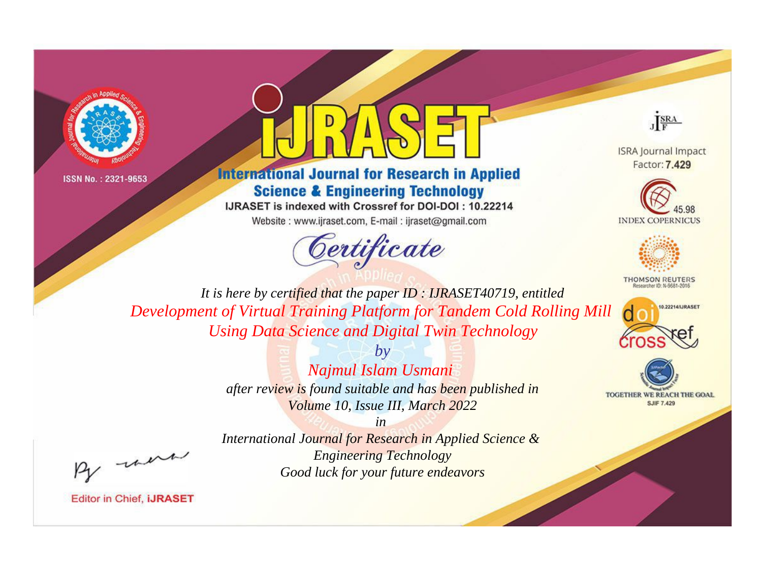ISSN No. : 2321-9653

# IJRASET

## International Journal for Research in Applied Science & Engineering Technology

IJRASET is indexed with Crossref for DOI-DOI : 10.22214

Website : www.ijraset.com, E-mail : ijraset@gmail.com

ISRA Journal Impact Factor: **7.429**

45.98 INDEX COPERNICUS

THOMSON REUTERS Researcher ID: N-9681-2016

10.22214/IJRASET

TOGETHER WE REACH THE GOAL SJIF 7.429

# *Certificate*

*It is here by certified that the paper ID : IJRASET40719, entitled*

*Development of Virtual Training Platform for Tandem Cold Rolling Mill Using Data Science and Digital Twin Technology*

*by*

*Najmul Islam Usmani*

*after review is found suitable and has been published in*

*Volume 10, Issue III, March 2022*

*in*

*International Journal for Research in Applied Science & Engineering Technology*

*Good luck for your future endeavors*

Editor in Chief, **iJRASET**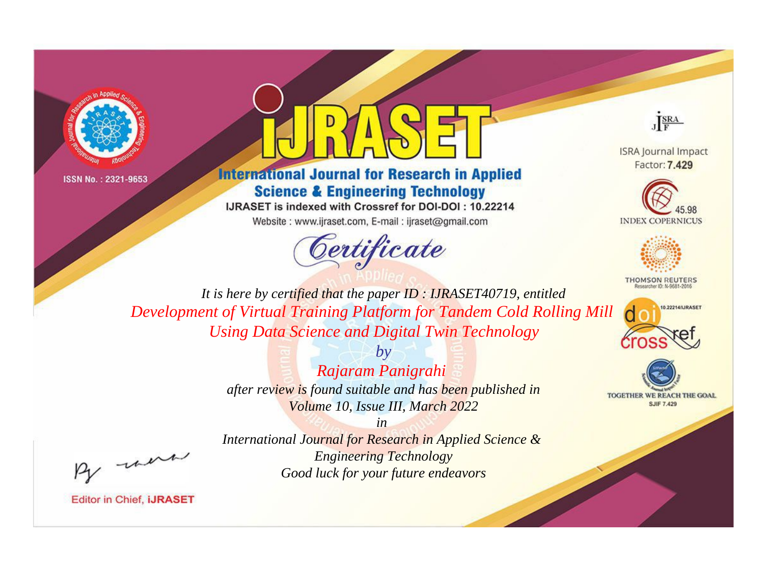ISSN No. : 2321-9653

# iJRASET

## International Journal for Research in Applied Science & Engineering Technology

IJRASET is indexed with Crossref for DOI-DOI : 10.22214

Website : www.ijraset.com, E-mail : ijraset@gmail.com

ISRA Journal Impact Factor: **7.429**

45.98 INDEX COPERNICUS

THOMSON REUTERS Researcher ID: N-9681-2016

10.22214/IJRASET

TOGETHER WE REACH THE GOAL SJIF 7.429

# *Certificate*

*It is here by certified that the paper ID : IJRASET40719, entitled*

*Development of Virtual Training Platform for Tandem Cold Rolling Mill Using Data Science and Digital Twin Technology*

*by*

*Rajaram Panigrahi*

*after review is found suitable and has been published in*

*Volume 10, Issue III, March 2022*

*in*

*International Journal for Research in Applied Science & Engineering Technology*

*Good luck for your future endeavors*

Editor in Chief, **iJRASET**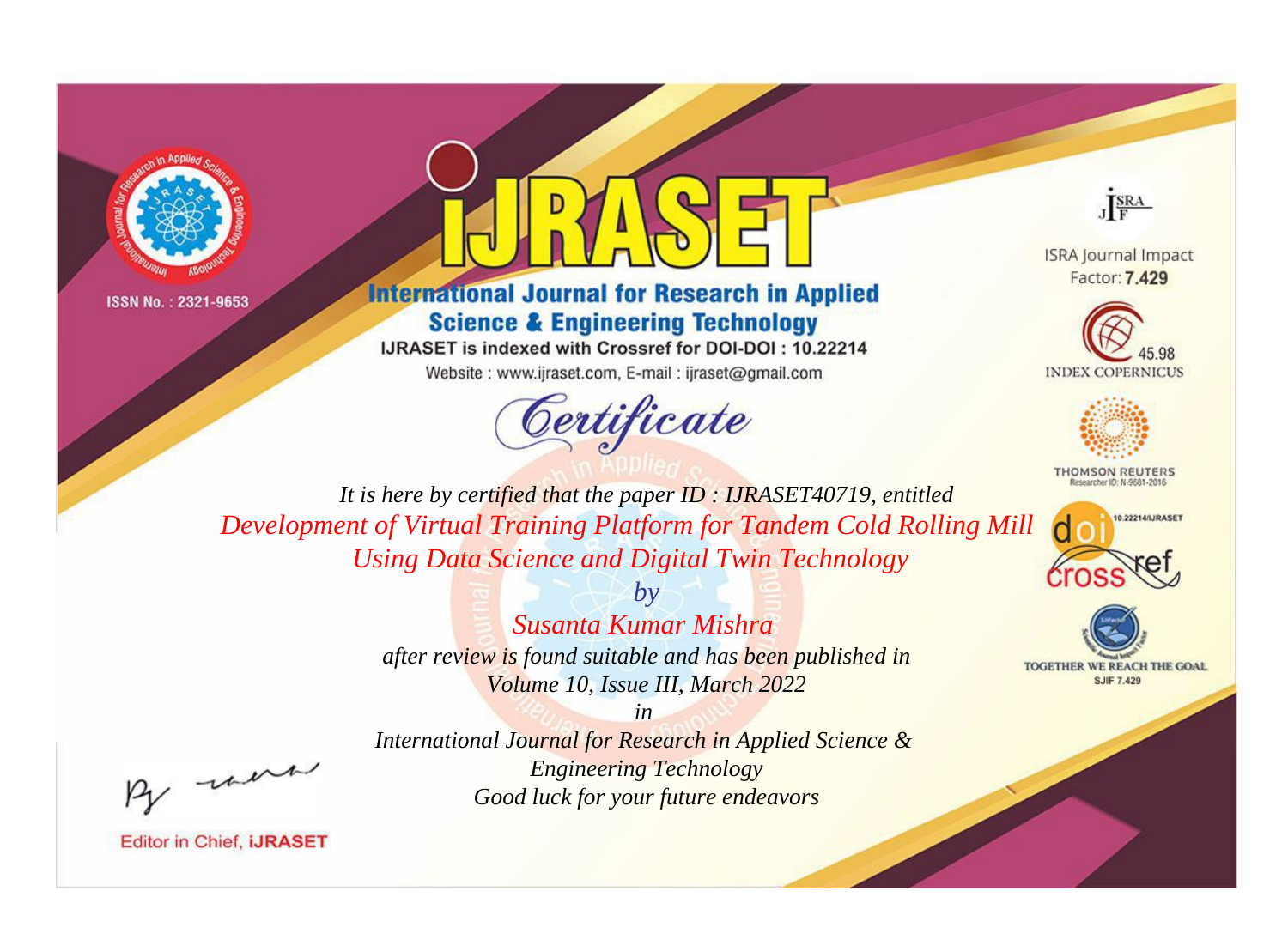ISSN No. : 2321-9653

# iJRASET

## International Journal for Research in Applied Science & Engineering Technology

IJRASET is indexed with Crossref for DOI-DOI : 10.22214

Website : www.ijraset.com, E-mail : ijraset@gmail.com

*Certificate*

*It is here by certified that the paper ID : IJRASET40719, entitled*

*Development of Virtual Training Platform for Tandem Cold Rolling Mill Using Data Science and Digital Twin Technology*

*by*

*Susanta Kumar Mishra*

*after review is found suitable and has been published in*

*Volume 10, Issue III, March 2022*

*in*

*International Journal for Research in Applied Science & Engineering Technology*

*Good luck for your future endeavors*

ISRA Journal Impact Factor: **7.429**

45.98 INDEX COPERNICUS

THOMSON REUTERS Researcher ID: N-9681-2016

10.22214/IJRASET

crossref

TOGETHER WE REACH THE GOAL SJIF 7.429

Editor in Chief, **iJRASET**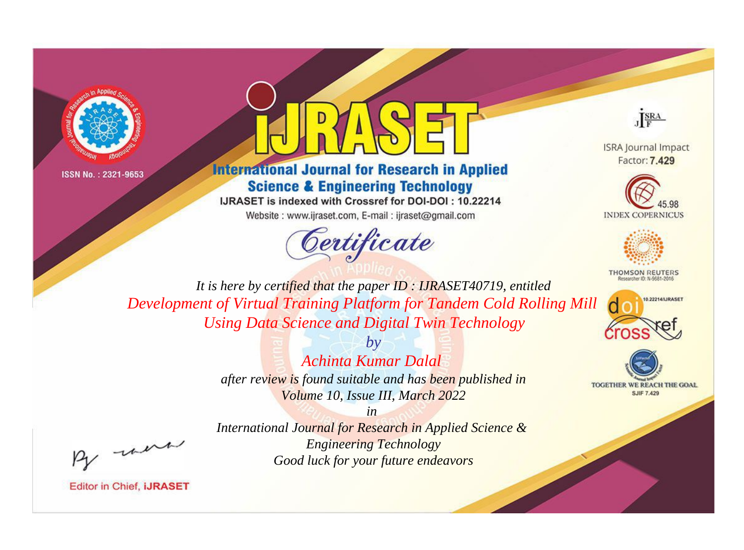ISSN No. : 2321-9653

# iJRASET

## International Journal for Research in Applied Science & Engineering Technology

IJRASET is indexed with Crossref for DOI-DOI : 10.22214

Website : www.ijraset.com, E-mail : ijraset@gmail.com

*Certificate*

*It is here by certified that the paper ID : IJRASET40719, entitled*

*Development of Virtual Training Platform for Tandem Cold Rolling Mill Using Data Science and Digital Twin Technology*

*by*

*Achinta Kumar Dalal*

*after review is found suitable and has been published in*

*Volume 10, Issue III, March 2022*

*in*

*International Journal for Research in Applied Science & Engineering Technology*

*Good luck for your future endeavors*

ISRA Journal Impact Factor: **7.429**

45.98 INDEX COPERNICUS

THOMSON REUTERS Researcher ID: N-9681-2016

10.22214/IJRASET

TOGETHER WE REACH THE GOAL SJIF 7.429

Editor in Chief, **iJRASET**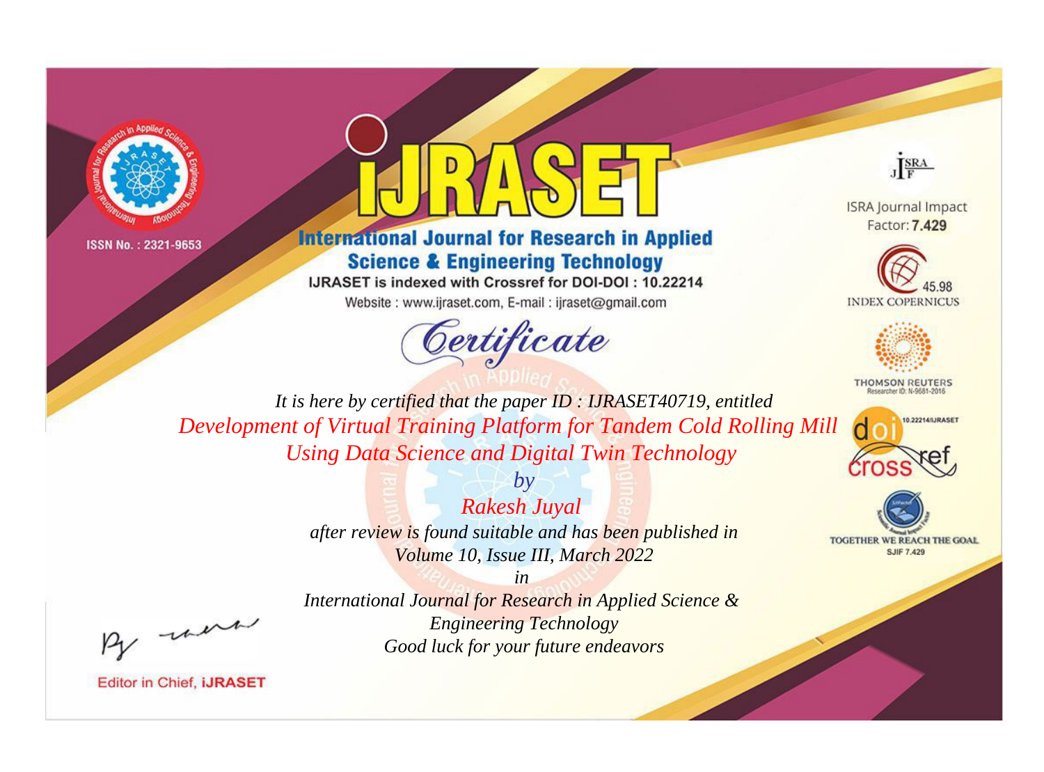ISSN No. : 2321-9653

# iJRASET

## International Journal for Research in Applied Science & Engineering Technology

IJRASET is indexed with Crossref for DOI-DOI : 10.22214

Website : www.ijraset.com, E-mail : ijraset@gmail.com

ISRA Journal Impact Factor: **7.429**

45.98 INDEX COPERNICUS

THOMSON REUTERS Researcher ID: N-9681-2016

10.22214/IJRASET

TOGETHER WE REACH THE GOAL SJIF 7.429

# *Certificate*

*It is here by certified that the paper ID : IJRASET40719, entitled*

*Development of Virtual Training Platform for Tandem Cold Rolling Mill Using Data Science and Digital Twin Technology*

*by*

*Rakesh Juyal*

*after review is found suitable and has been published in*

*Volume 10, Issue III, March 2022*

*in*

*International Journal for Research in Applied Science & Engineering Technology*

*Good luck for your future endeavors*

Editor in Chief, **iJRASET**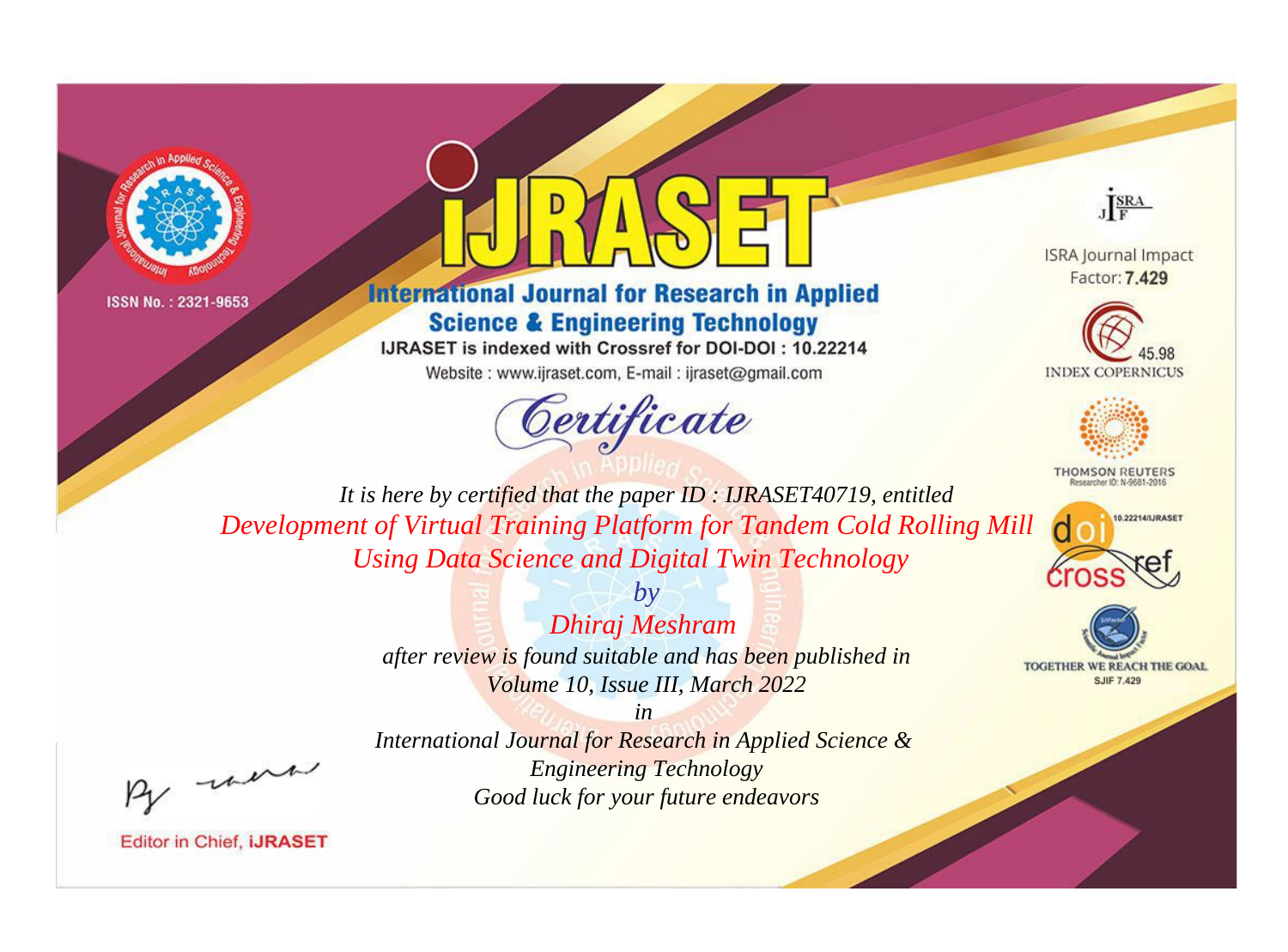ISSN No. : 2321-9653

# iJRASET

## International Journal for Research in Applied Science & Engineering Technology

IJRASET is indexed with Crossref for DOI-DOI : 10.22214

Website : www.ijraset.com, E-mail : ijraset@gmail.com

ISRA Journal Impact Factor: **7.429**

45.98 INDEX COPERNICUS

THOMSON REUTERS Researcher ID: N-9681-2016

10.22214/IJRASET

TOGETHER WE REACH THE GOAL SJIF 7.429

# *Certificate*

*It is here by certified that the paper ID : IJRASET40719, entitled*

*Development of Virtual Training Platform for Tandem Cold Rolling Mill Using Data Science and Digital Twin Technology*

*by*

*Dhiraj Meshram*

*after review is found suitable and has been published in*

*Volume 10, Issue III, March 2022*

*in*

*International Journal for Research in Applied Science & Engineering Technology*

*Good luck for your future endeavors*

Editor in Chief, **iJRASET**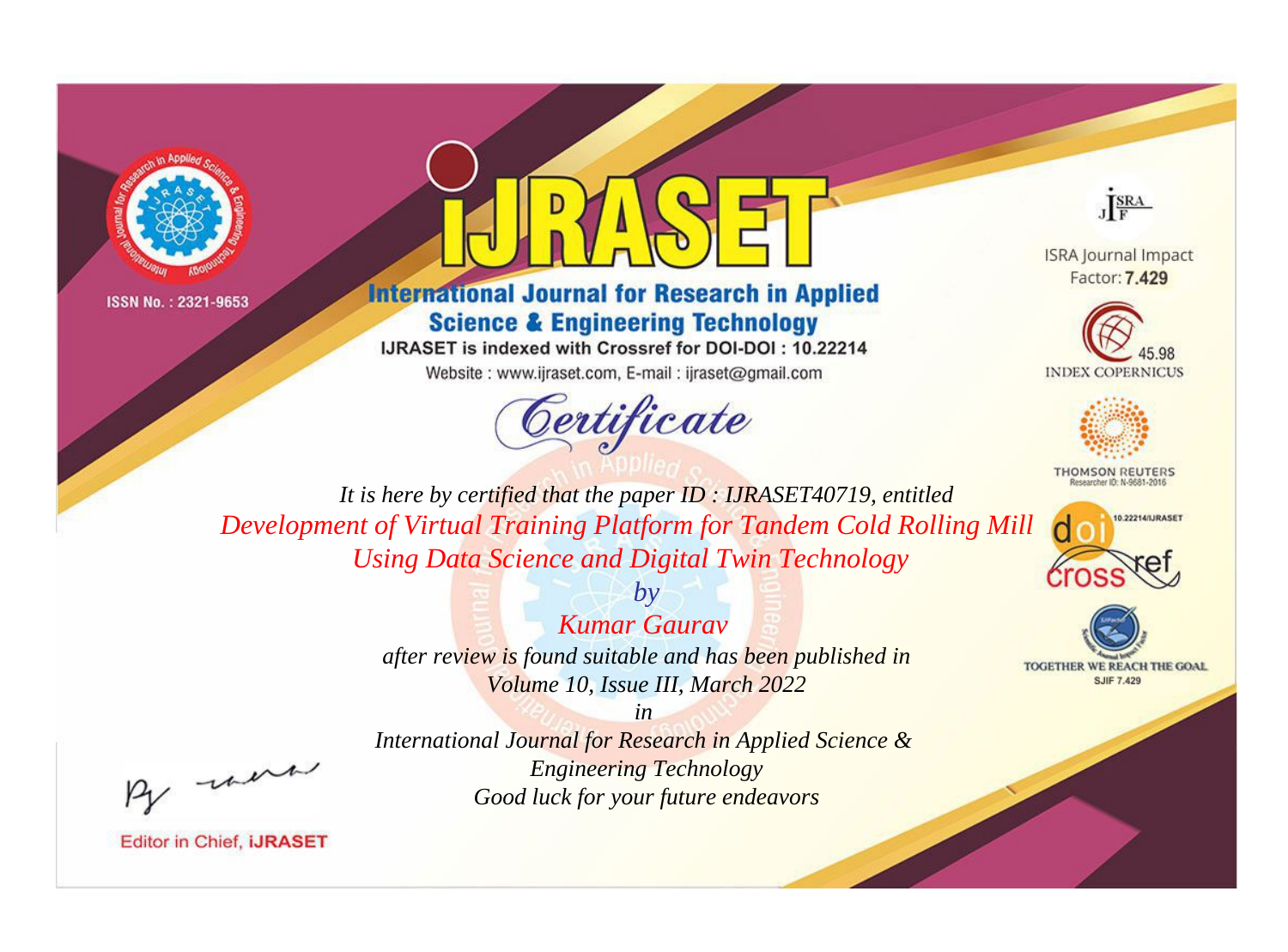ISSN No. : 2321-9653

# IJRASET

## International Journal for Research in Applied Science & Engineering Technology

IJRASET is indexed with Crossref for DOI-DOI : 10.22214

Website : www.ijraset.com, E-mail : ijraset@gmail.com

ISRA Journal Impact Factor: **7.429**

45.98 INDEX COPERNICUS

THOMSON REUTERS Researcher ID: N-9681-2016

10.22214/IJRASET

TOGETHER WE REACH THE GOAL SJIF 7.429

# *Certificate*

*It is here by certified that the paper ID : IJRASET40719, entitled*

*Development of Virtual Training Platform for Tandem Cold Rolling Mill Using Data Science and Digital Twin Technology*

*by*

*Kumar Gaurav*

*after review is found suitable and has been published in*

*Volume 10, Issue III, March 2022*

*in*

*International Journal for Research in Applied Science & Engineering Technology*

*Good luck for your future endeavors*

Editor in Chief, **iJRASET**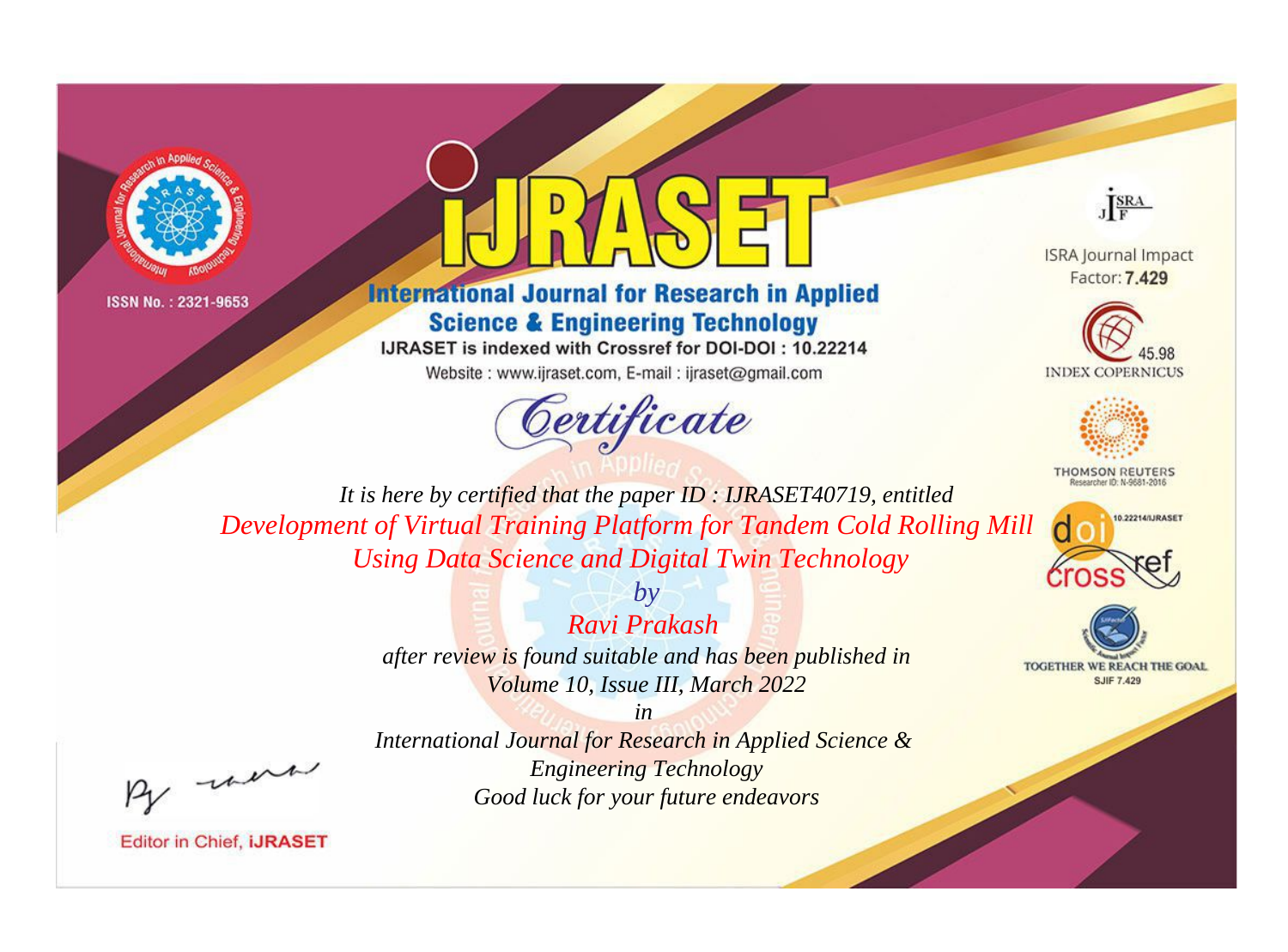ISSN No. : 2321-9653

# iJRASET

## International Journal for Research in Applied Science & Engineering Technology

IJRASET is indexed with Crossref for DOI-DOI : 10.22214

Website : www.ijraset.com, E-mail : ijraset@gmail.com

ISRA Journal Impact Factor: **7.429**

45.98 INDEX COPERNICUS

THOMSON REUTERS Researcher ID: N-9681-2016

10.22214/IJRASET

TOGETHER WE REACH THE GOAL SJIF 7.429

*Certificate*

*It is here by certified that the paper ID : IJRASET40719, entitled*

*Development of Virtual Training Platform for Tandem Cold Rolling Mill Using Data Science and Digital Twin Technology*

*by*

*Ravi Prakash*

*after review is found suitable and has been published in*

*Volume 10, Issue III, March 2022*

*in*

*International Journal for Research in Applied Science & Engineering Technology*

*Good luck for your future endeavors*

Editor in Chief, **iJRASET**